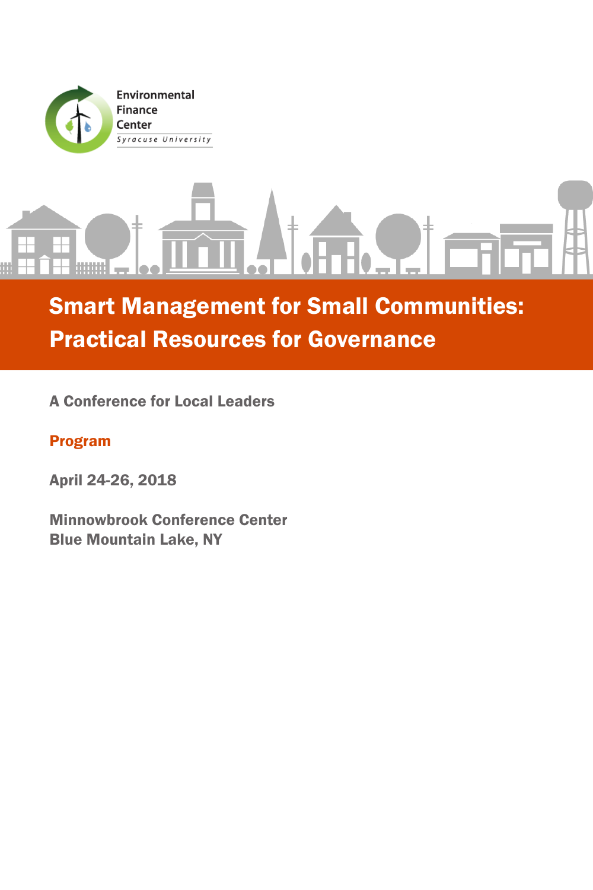Environmental Finance Center
*Syracuse University*

# Smart Management for Small Communities: Practical Resources for Governance

**A Conference for Local Leaders**

**Program**

**April 24-26, 2018**

**Minnowbrook Conference Center**
**Blue Mountain Lake, NY**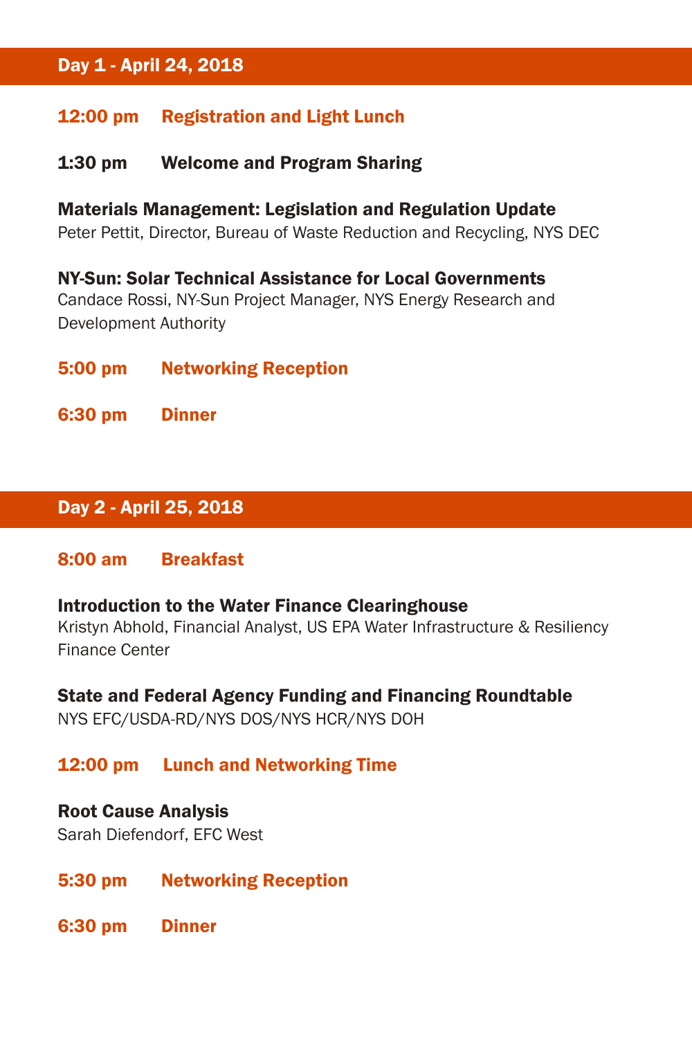## Day 1 - April 24, 2018

**12:00 pm Registration and Light Lunch**

**1:30 pm Welcome and Program Sharing**

**Materials Management: Legislation and Regulation Update**
Peter Pettit, Director, Bureau of Waste Reduction and Recycling, NYS DEC

**NY-Sun: Solar Technical Assistance for Local Governments**
Candace Rossi, NY-Sun Project Manager, NYS Energy Research and Development Authority

**5:00 pm Networking Reception**

**6:30 pm Dinner**

## Day 2 - April 25, 2018

**8:00 am Breakfast**

**Introduction to the Water Finance Clearinghouse**
Kristyn Abhold, Financial Analyst, US EPA Water Infrastructure & Resiliency Finance Center

**State and Federal Agency Funding and Financing Roundtable**
NYS EFC/USDA-RD/NYS DOS/NYS HCR/NYS DOH

**12:00 pm Lunch and Networking Time**

**Root Cause Analysis**
Sarah Diefendorf, EFC West

**5:30 pm Networking Reception**

**6:30 pm Dinner**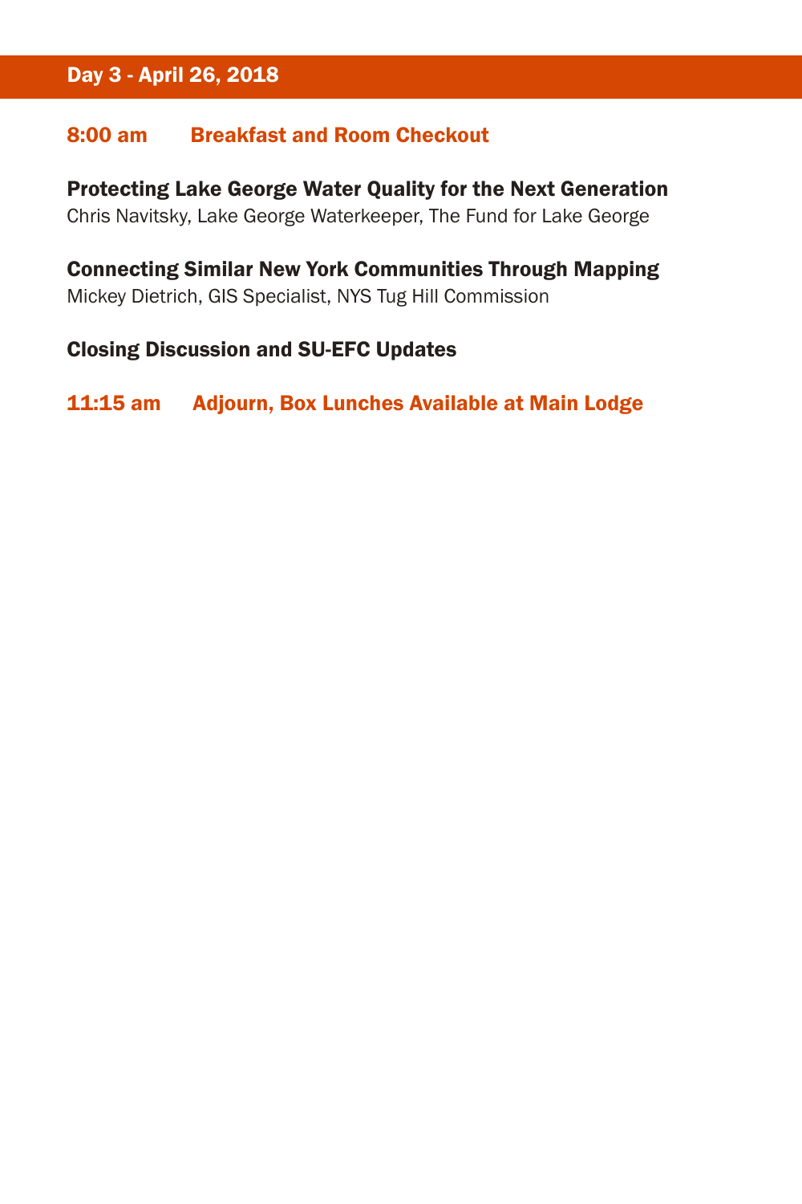## Day 3 - April 26, 2018

**8:00 am Breakfast and Room Checkout**

**Protecting Lake George Water Quality for the Next Generation**
Chris Navitsky, Lake George Waterkeeper, The Fund for Lake George

**Connecting Similar New York Communities Through Mapping**
Mickey Dietrich, GIS Specialist, NYS Tug Hill Commission

**Closing Discussion and SU-EFC Updates**

**11:15 am Adjourn, Box Lunches Available at Main Lodge**